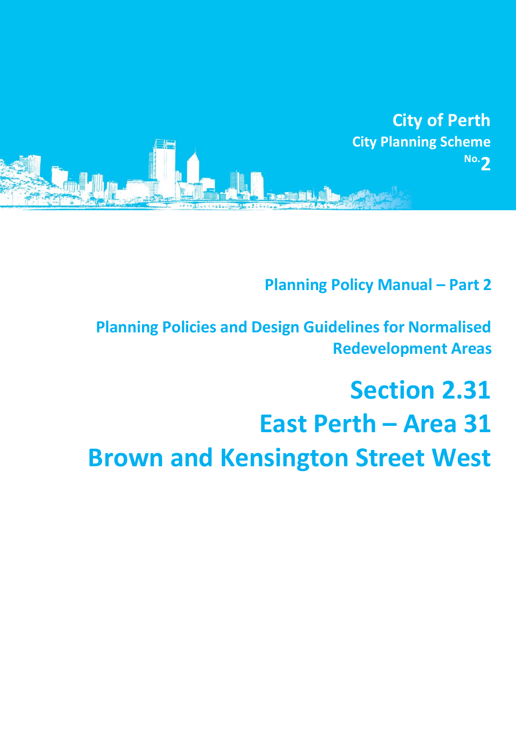City of Perth

City Planning Scheme No. 2

## Planning Policy Manual – Part 2

## Planning Policies and Design Guidelines for Normalised Redevelopment Areas

# Section 2.31

# East Perth – Area 31

# Brown and Kensington Street West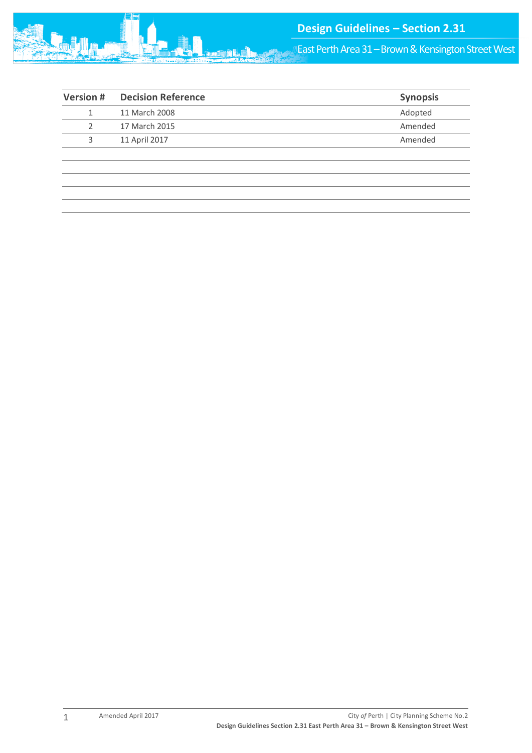| Version # | Decision Reference | Synopsis |
| --- | --- | --- |
| 1 | 11 March 2008 | Adopted |
| 2 | 17 March 2015 | Amended |
| 3 | 11 April 2017 | Amended |
| | | |
| | | |
| | | |
| | | |
| | | |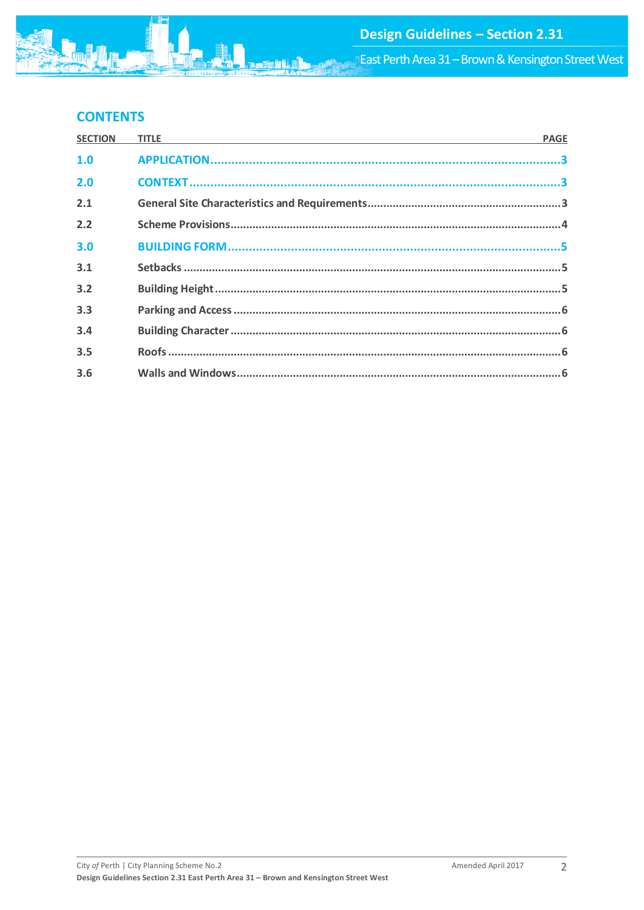## CONTENTS

| SECTION | TITLE | PAGE |
|---|---|---|
| **1.0** | **APPLICATION** | **3** |
| **2.0** | **CONTEXT** | **3** |
| 2.1 | General Site Characteristics and Requirements | 3 |
| 2.2 | Scheme Provisions | 4 |
| **3.0** | **BUILDING FORM** | **5** |
| 3.1 | Setbacks | 5 |
| 3.2 | Building Height | 5 |
| 3.3 | Parking and Access | 6 |
| 3.4 | Building Character | 6 |
| 3.5 | Roofs | 6 |
| 3.6 | Walls and Windows | 6 |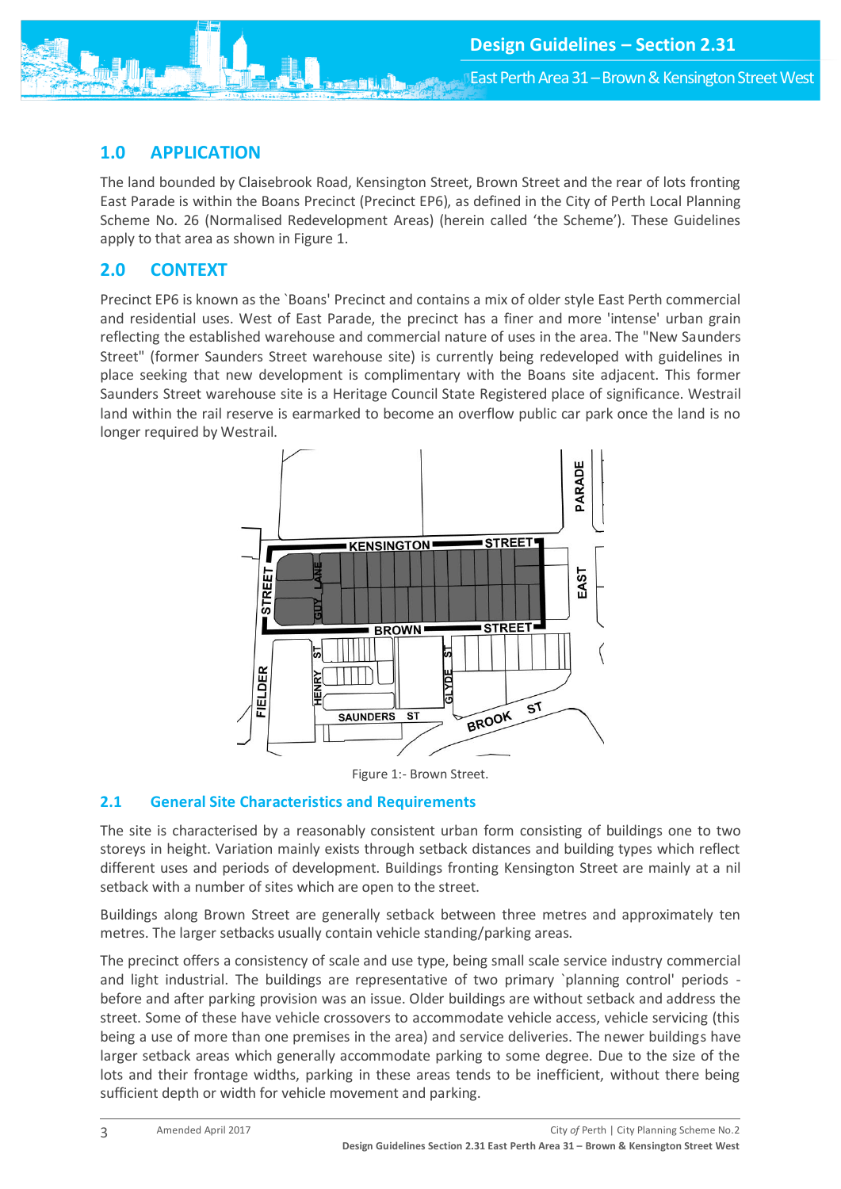## 1.0 APPLICATION

The land bounded by Claisebrook Road, Kensington Street, Brown Street and the rear of lots fronting East Parade is within the Boans Precinct (Precinct EP6), as defined in the City of Perth Local Planning Scheme No. 26 (Normalised Redevelopment Areas) (herein called 'the Scheme'). These Guidelines apply to that area as shown in Figure 1.

## 2.0 CONTEXT

Precinct EP6 is known as the `Boans' Precinct and contains a mix of older style East Perth commercial and residential uses. West of East Parade, the precinct has a finer and more 'intense' urban grain reflecting the established warehouse and commercial nature of uses in the area. The "New Saunders Street" (former Saunders Street warehouse site) is currently being redeveloped with guidelines in place seeking that new development is complimentary with the Boans site adjacent. This former Saunders Street warehouse site is a Heritage Council State Registered place of significance. Westrail land within the rail reserve is earmarked to become an overflow public car park once the land is no longer required by Westrail.

Figure 1:- Brown Street.

### 2.1 General Site Characteristics and Requirements

The site is characterised by a reasonably consistent urban form consisting of buildings one to two storeys in height. Variation mainly exists through setback distances and building types which reflect different uses and periods of development. Buildings fronting Kensington Street are mainly at a nil setback with a number of sites which are open to the street.

Buildings along Brown Street are generally setback between three metres and approximately ten metres. The larger setbacks usually contain vehicle standing/parking areas.

The precinct offers a consistency of scale and use type, being small scale service industry commercial and light industrial. The buildings are representative of two primary `planning control' periods - before and after parking provision was an issue. Older buildings are without setback and address the street. Some of these have vehicle crossovers to accommodate vehicle access, vehicle servicing (this being a use of more than one premises in the area) and service deliveries. The newer buildings have larger setback areas which generally accommodate parking to some degree. Due to the size of the lots and their frontage widths, parking in these areas tends to be inefficient, without there being sufficient depth or width for vehicle movement and parking.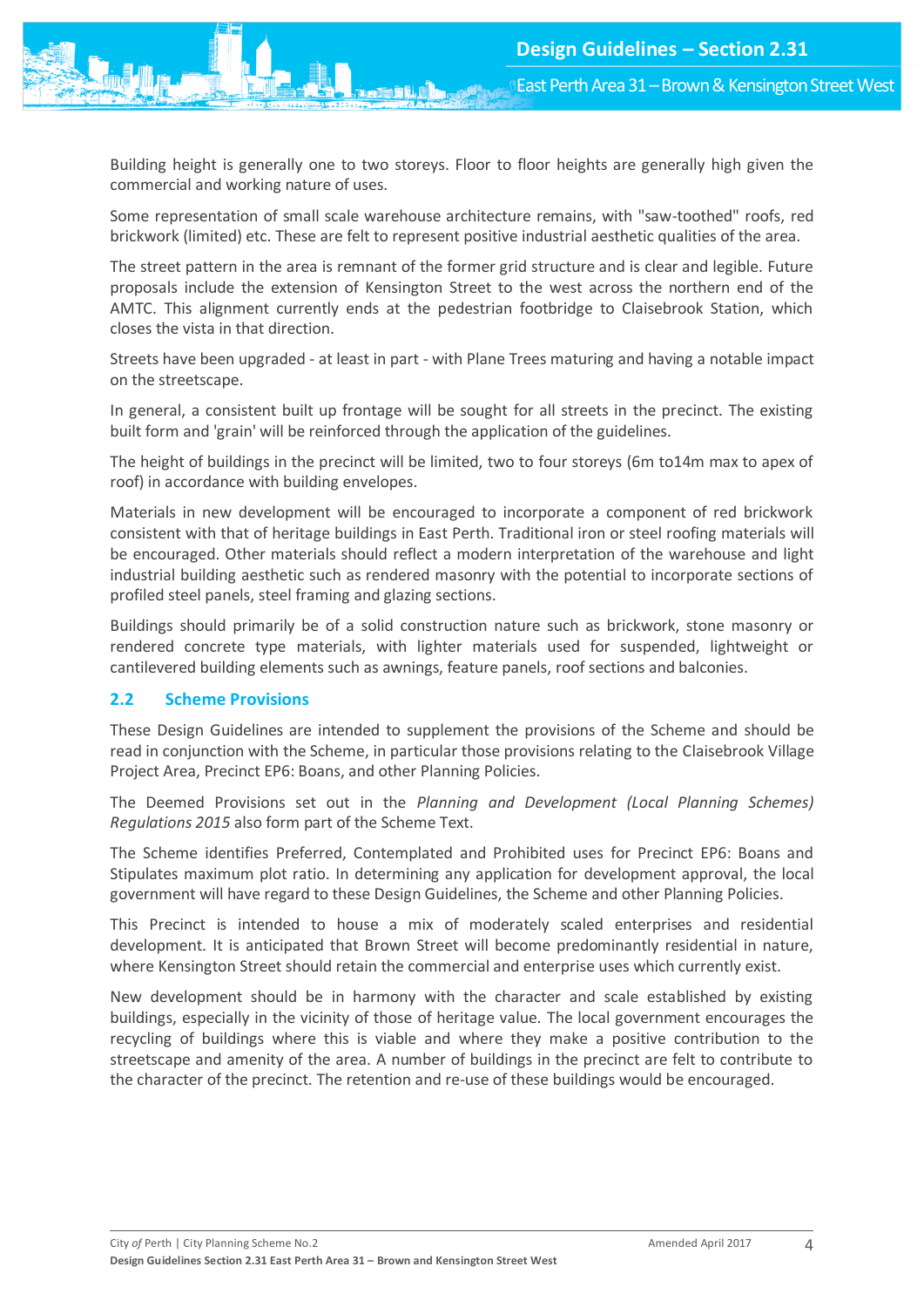Building height is generally one to two storeys. Floor to floor heights are generally high given the commercial and working nature of uses.

Some representation of small scale warehouse architecture remains, with "saw-toothed" roofs, red brickwork (limited) etc. These are felt to represent positive industrial aesthetic qualities of the area.

The street pattern in the area is remnant of the former grid structure and is clear and legible. Future proposals include the extension of Kensington Street to the west across the northern end of the AMTC. This alignment currently ends at the pedestrian footbridge to Claisebrook Station, which closes the vista in that direction.

Streets have been upgraded - at least in part - with Plane Trees maturing and having a notable impact on the streetscape.

In general, a consistent built up frontage will be sought for all streets in the precinct. The existing built form and 'grain' will be reinforced through the application of the guidelines.

The height of buildings in the precinct will be limited, two to four storeys (6m to14m max to apex of roof) in accordance with building envelopes.

Materials in new development will be encouraged to incorporate a component of red brickwork consistent with that of heritage buildings in East Perth. Traditional iron or steel roofing materials will be encouraged. Other materials should reflect a modern interpretation of the warehouse and light industrial building aesthetic such as rendered masonry with the potential to incorporate sections of profiled steel panels, steel framing and glazing sections.

Buildings should primarily be of a solid construction nature such as brickwork, stone masonry or rendered concrete type materials, with lighter materials used for suspended, lightweight or cantilevered building elements such as awnings, feature panels, roof sections and balconies.

## 2.2 Scheme Provisions

These Design Guidelines are intended to supplement the provisions of the Scheme and should be read in conjunction with the Scheme, in particular those provisions relating to the Claisebrook Village Project Area, Precinct EP6: Boans, and other Planning Policies.

The Deemed Provisions set out in the *Planning and Development (Local Planning Schemes) Regulations 2015* also form part of the Scheme Text.

The Scheme identifies Preferred, Contemplated and Prohibited uses for Precinct EP6: Boans and Stipulates maximum plot ratio. In determining any application for development approval, the local government will have regard to these Design Guidelines, the Scheme and other Planning Policies.

This Precinct is intended to house a mix of moderately scaled enterprises and residential development. It is anticipated that Brown Street will become predominantly residential in nature, where Kensington Street should retain the commercial and enterprise uses which currently exist.

New development should be in harmony with the character and scale established by existing buildings, especially in the vicinity of those of heritage value. The local government encourages the recycling of buildings where this is viable and where they make a positive contribution to the streetscape and amenity of the area. A number of buildings in the precinct are felt to contribute to the character of the precinct. The retention and re-use of these buildings would be encouraged.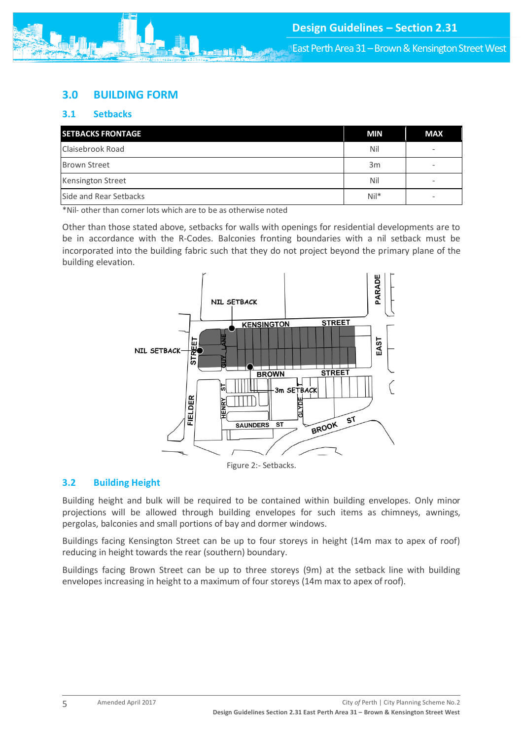## 3.0 BUILDING FORM

### 3.1 Setbacks

| SETBACKS FRONTAGE | MIN | MAX |
|---|---|---|
| Claisebrook Road | Nil | - |
| Brown Street | 3m | - |
| Kensington Street | Nil | - |
| Side and Rear Setbacks | Nil* | - |

*Nil- other than corner lots which are to be as otherwise noted

Other than those stated above, setbacks for walls with openings for residential developments are to be in accordance with the R-Codes. Balconies fronting boundaries with a nil setback must be incorporated into the building fabric such that they do not project beyond the primary plane of the building elevation.

Figure 2:- Setbacks.

### 3.2 Building Height

Building height and bulk will be required to be contained within building envelopes. Only minor projections will be allowed through building envelopes for such items as chimneys, awnings, pergolas, balconies and small portions of bay and dormer windows.

Buildings facing Kensington Street can be up to four storeys in height (14m max to apex of roof) reducing in height towards the rear (southern) boundary.

Buildings facing Brown Street can be up to three storeys (9m) at the setback line with building envelopes increasing in height to a maximum of four storeys (14m max to apex of roof).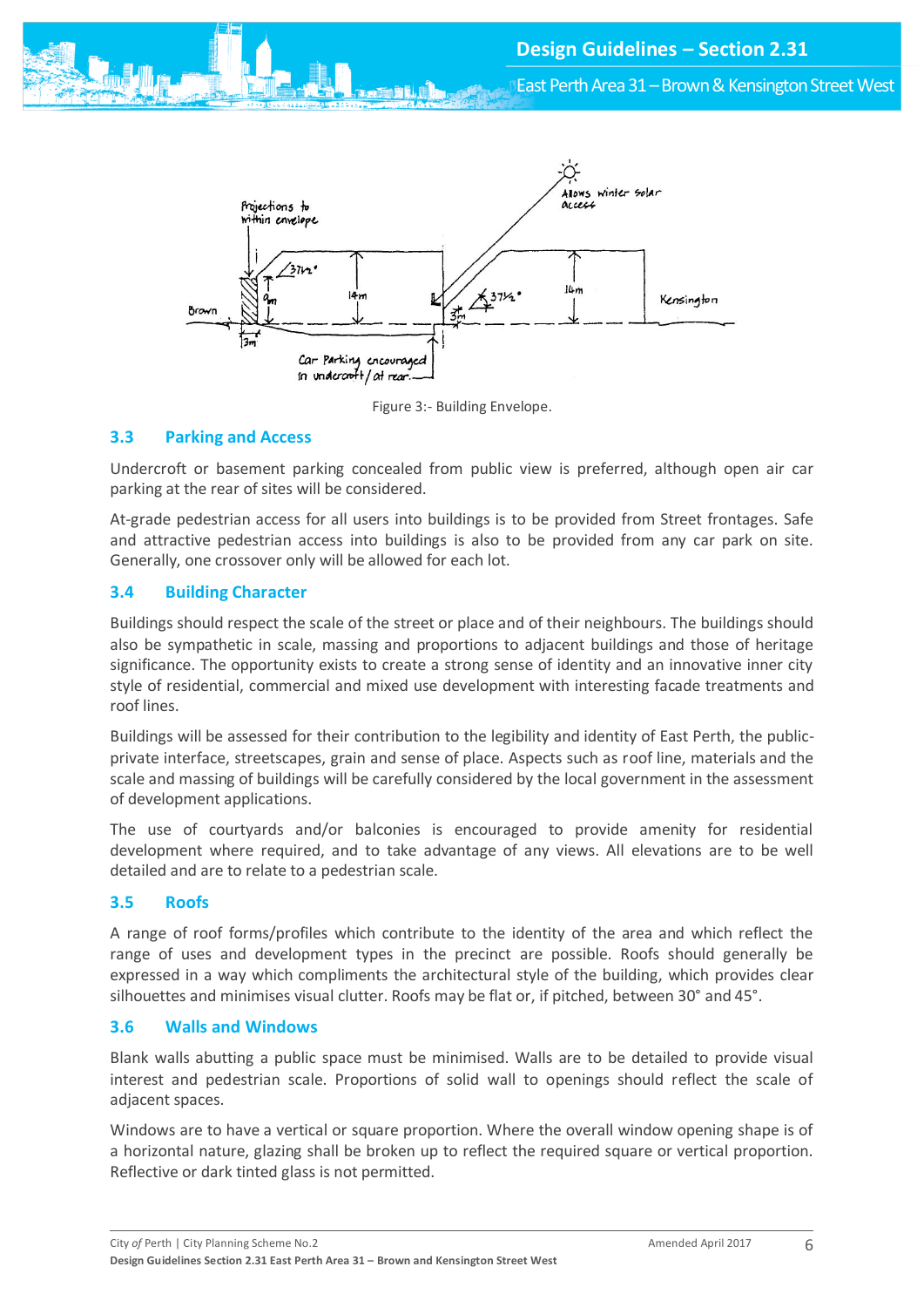Projections to within envelope

Allows winter solar access

37½°

14m

14m

9m

37½°

Brown

3m

3m

Kensington

Car Parking encouraged in undercroft / at rear.

Figure 3:- Building Envelope.

### 3.3 Parking and Access

Undercroft or basement parking concealed from public view is preferred, although open air car parking at the rear of sites will be considered.

At-grade pedestrian access for all users into buildings is to be provided from Street frontages. Safe and attractive pedestrian access into buildings is also to be provided from any car park on site. Generally, one crossover only will be allowed for each lot.

### 3.4 Building Character

Buildings should respect the scale of the street or place and of their neighbours. The buildings should also be sympathetic in scale, massing and proportions to adjacent buildings and those of heritage significance. The opportunity exists to create a strong sense of identity and an innovative inner city style of residential, commercial and mixed use development with interesting facade treatments and roof lines.

Buildings will be assessed for their contribution to the legibility and identity of East Perth, the public-private interface, streetscapes, grain and sense of place. Aspects such as roof line, materials and the scale and massing of buildings will be carefully considered by the local government in the assessment of development applications.

The use of courtyards and/or balconies is encouraged to provide amenity for residential development where required, and to take advantage of any views. All elevations are to be well detailed and are to relate to a pedestrian scale.

### 3.5 Roofs

A range of roof forms/profiles which contribute to the identity of the area and which reflect the range of uses and development types in the precinct are possible. Roofs should generally be expressed in a way which compliments the architectural style of the building, which provides clear silhouettes and minimises visual clutter. Roofs may be flat or, if pitched, between 30° and 45°.

### 3.6 Walls and Windows

Blank walls abutting a public space must be minimised. Walls are to be detailed to provide visual interest and pedestrian scale. Proportions of solid wall to openings should reflect the scale of adjacent spaces.

Windows are to have a vertical or square proportion. Where the overall window opening shape is of a horizontal nature, glazing shall be broken up to reflect the required square or vertical proportion. Reflective or dark tinted glass is not permitted.